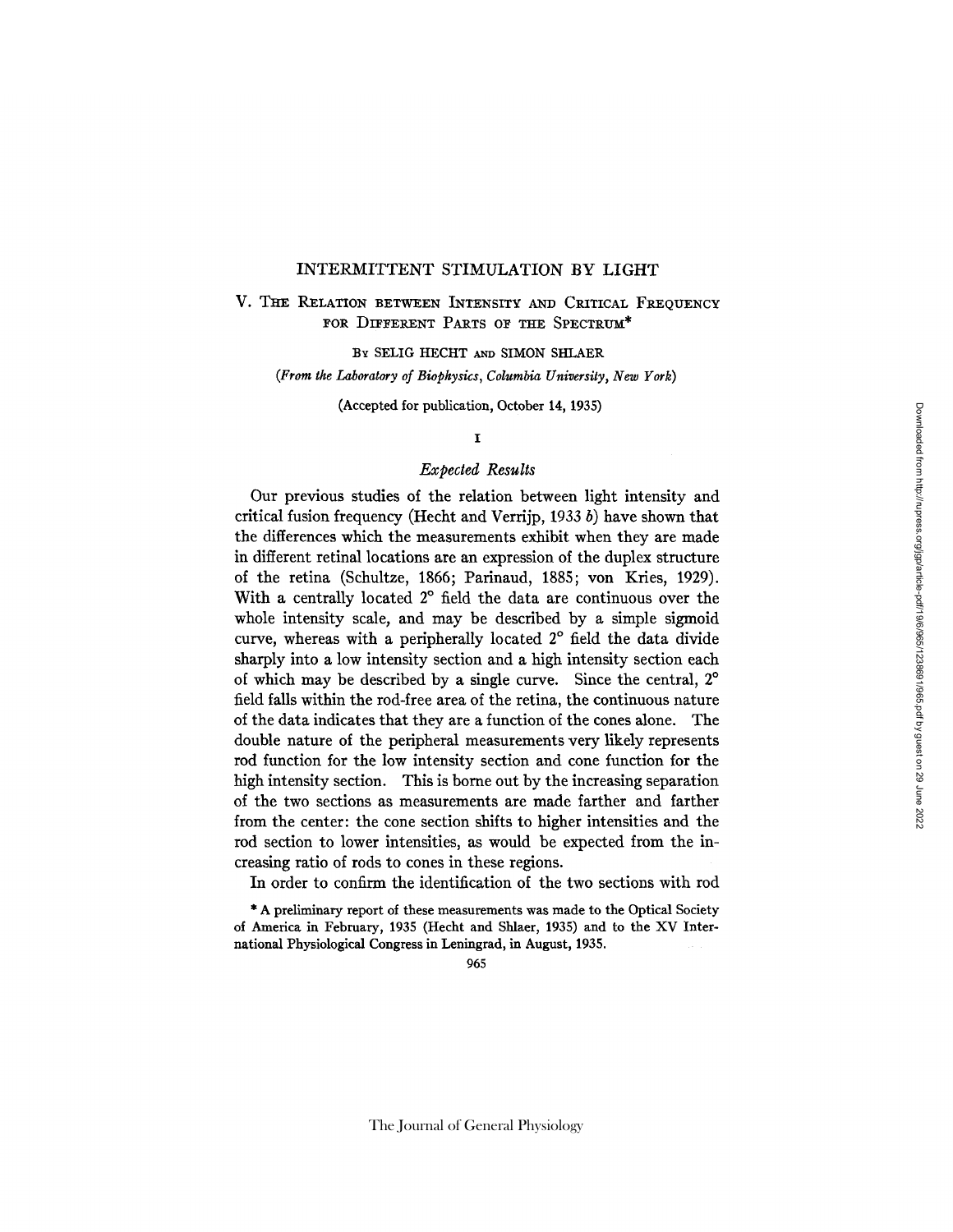# INTERMITTENT STIMULATION BY LIGHT

## V. The Relation between Intensity and Critical Frequency for Different Parts of the Spectrum*

By SELIG HECHT and SIMON SHLAER

*(From the Laboratory of Biophysics, Columbia University, New York)*

(Accepted for publication, October 14, 1935)

I

### *Expected Results*

Our previous studies of the relation between light intensity and critical fusion frequency (Hecht and Verrijp, 1933 *b*) have shown that the differences which the measurements exhibit when they are made in different retinal locations are an expression of the duplex structure of the retina (Schultze, 1866; Parinaud, 1885; von Kries, 1929). With a centrally located 2° field the data are continuous over the whole intensity scale, and may be described by a simple sigmoid curve, whereas with a peripherally located 2° field the data divide sharply into a low intensity section and a high intensity section each of which may be described by a single curve. Since the central, 2° field falls within the rod-free area of the retina, the continuous nature of the data indicates that they are a function of the cones alone. The double nature of the peripheral measurements very likely represents rod function for the low intensity section and cone function for the high intensity section. This is borne out by the increasing separation of the two sections as measurements are made farther and farther from the center: the cone section shifts to higher intensities and the rod section to lower intensities, as would be expected from the increasing ratio of rods to cones in these regions.

In order to confirm the identification of the two sections with rod

* A preliminary report of these measurements was made to the Optical Society of America in February, 1935 (Hecht and Shlaer, 1935) and to the XV International Physiological Congress in Leningrad, in August, 1935.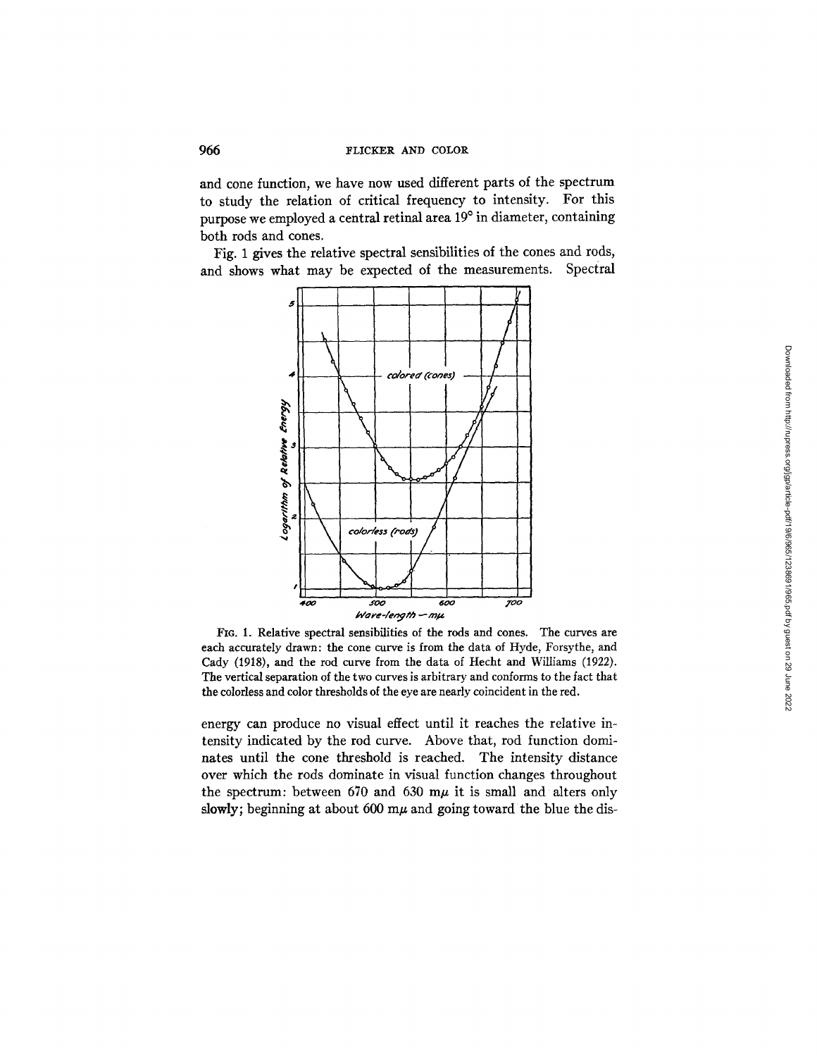and cone function, we have now used different parts of the spectrum to study the relation of critical frequency to intensity. For this purpose we employed a central retinal area 19° in diameter, containing both rods and cones.

Fig. 1 gives the relative spectral sensibilities of the cones and rods, and shows what may be expected of the measurements. Spectral

Logarithm of Relative Energy

5
4
3
2
1

colored (cones)

colorless (rods)

400
500
600
700

Wave-length — mμ

FIG. 1. Relative spectral sensibilities of the rods and cones. The curves are each accurately drawn: the cone curve is from the data of Hyde, Forsythe, and Cady (1918), and the rod curve from the data of Hecht and Williams (1922). The vertical separation of the two curves is arbitrary and conforms to the fact that the colorless and color thresholds of the eye are nearly coincident in the red.

energy can produce no visual effect until it reaches the relative intensity indicated by the rod curve. Above that, rod function dominates until the cone threshold is reached. The intensity distance over which the rods dominate in visual function changes throughout the spectrum: between 670 and 630 mμ it is small and alters only slowly; beginning at about 600 mμ and going toward the blue the dis-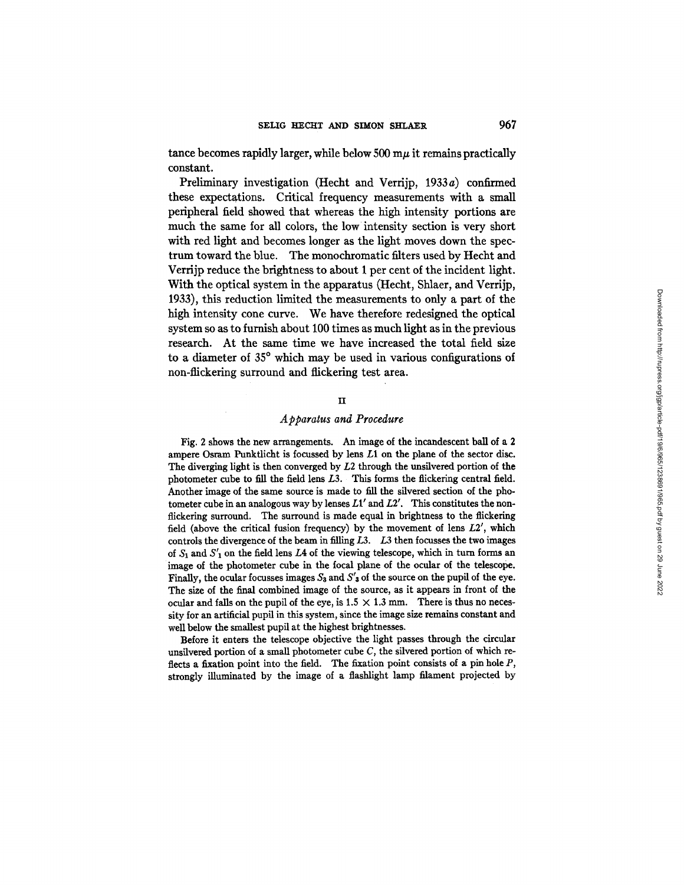tance becomes rapidly larger, while below 500 mμ it remains practically constant.

Preliminary investigation (Hecht and Verrijp, 1933*a*) confirmed these expectations. Critical frequency measurements with a small peripheral field showed that whereas the high intensity portions are much the same for all colors, the low intensity section is very short with red light and becomes longer as the light moves down the spectrum toward the blue. The monochromatic filters used by Hecht and Verrijp reduce the brightness to about 1 per cent of the incident light. With the optical system in the apparatus (Hecht, Shlaer, and Verrijp, 1933), this reduction limited the measurements to only a part of the high intensity cone curve. We have therefore redesigned the optical system so as to furnish about 100 times as much light as in the previous research. At the same time we have increased the total field size to a diameter of 35° which may be used in various configurations of non-flickering surround and flickering test area.

## II

### *Apparatus and Procedure*

Fig. 2 shows the new arrangements. An image of the incandescent ball of a 2 ampere Osram Punktlicht is focussed by lens *L*1 on the plane of the sector disc. The diverging light is then converged by *L*2 through the unsilvered portion of the photometer cube to fill the field lens *L*3. This forms the flickering central field. Another image of the same source is made to fill the silvered section of the photometer cube in an analogous way by lenses *L*1′ and *L*2′. This constitutes the non-flickering surround. The surround is made equal in brightness to the flickering field (above the critical fusion frequency) by the movement of lens *L*2′, which controls the divergence of the beam in filling *L*3. *L*3 then focusses the two images of $S_1$ and $S'_1$ on the field lens *L*4 of the viewing telescope, which in turn forms an image of the photometer cube in the focal plane of the ocular of the telescope. Finally, the ocular focusses images $S_3$ and $S'_3$ of the source on the pupil of the eye. The size of the final combined image of the source, as it appears in front of the ocular and falls on the pupil of the eye, is 1.5 × 1.3 mm. There is thus no necessity for an artificial pupil in this system, since the image size remains constant and well below the smallest pupil at the highest brightnesses.

Before it enters the telescope objective the light passes through the circular unsilvered portion of a small photometer cube *C*, the silvered portion of which reflects a fixation point into the field. The fixation point consists of a pin hole *P*, strongly illuminated by the image of a flashlight lamp filament projected by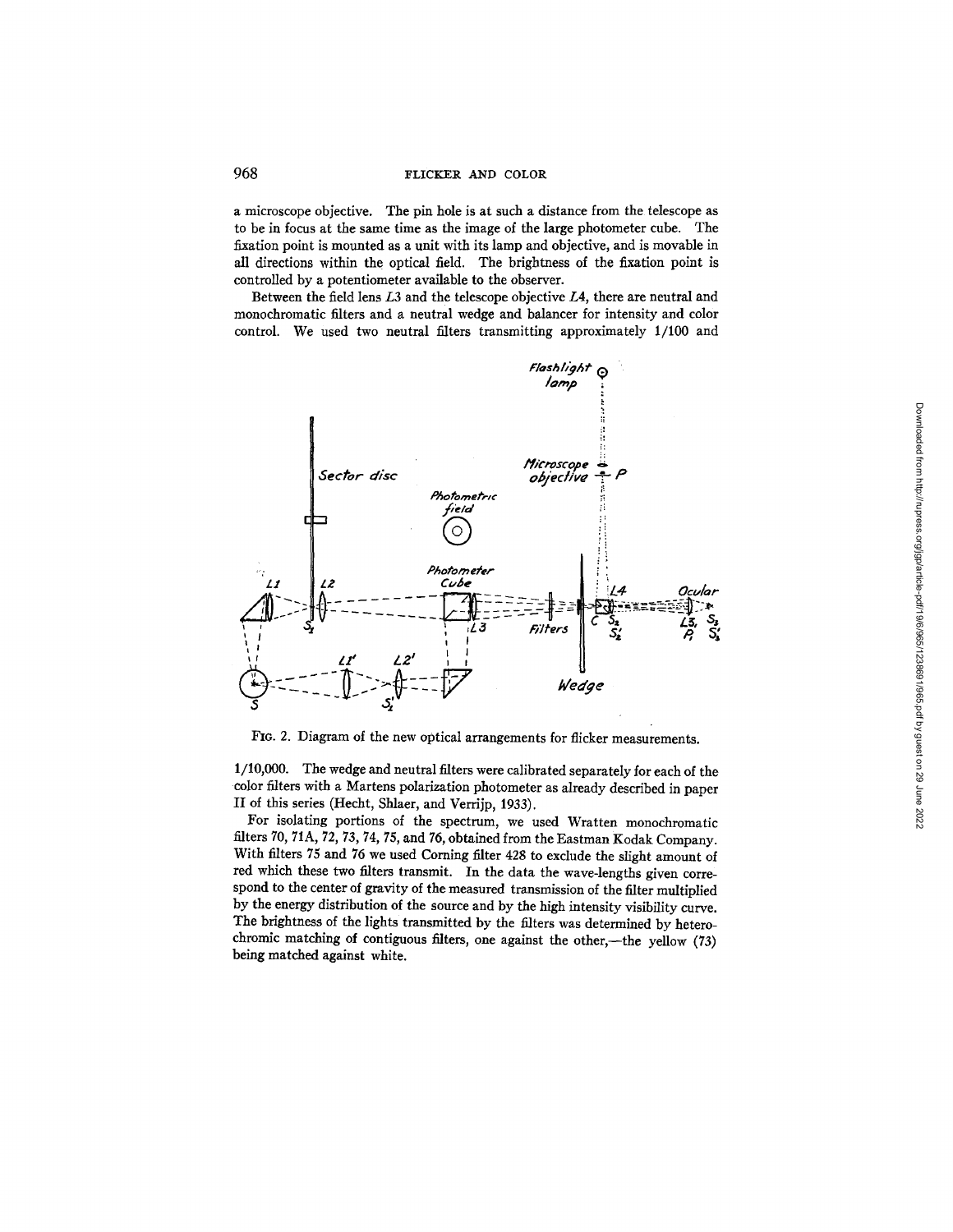a microscope objective. The pin hole is at such a distance from the telescope as to be in focus at the same time as the image of the large photometer cube. The fixation point is mounted as a unit with its lamp and objective, and is movable in all directions within the optical field. The brightness of the fixation point is controlled by a potentiometer available to the observer.

Between the field lens $L3$ and the telescope objective $L4$, there are neutral and monochromatic filters and a neutral wedge and balancer for intensity and color control. We used two neutral filters transmitting approximately 1/100 and

Flashlight lamp

Microscope objective

P

Sector disc

Photometric field

Photometer Cube

L1

L2

$S_1$

L3

Filters

L4

C

$S_2$

$S_2'$

Ocular

$L5$, $P_1$

$S_3$

$S_3'$

$L1'$

$L2'$

$S_1'$

S

Wedge

FIG. 2. Diagram of the new optical arrangements for flicker measurements.

1/10,000. The wedge and neutral filters were calibrated separately for each of the color filters with a Martens polarization photometer as already described in paper II of this series (Hecht, Shlaer, and Verrijp, 1933).

For isolating portions of the spectrum, we used Wratten monochromatic filters 70, 71A, 72, 73, 74, 75, and 76, obtained from the Eastman Kodak Company. With filters 75 and 76 we used Corning filter 428 to exclude the slight amount of red which these two filters transmit. In the data the wave-lengths given correspond to the center of gravity of the measured transmission of the filter multiplied by the energy distribution of the source and by the high intensity visibility curve. The brightness of the lights transmitted by the filters was determined by heterochromic matching of contiguous filters, one against the other,—the yellow (73) being matched against white.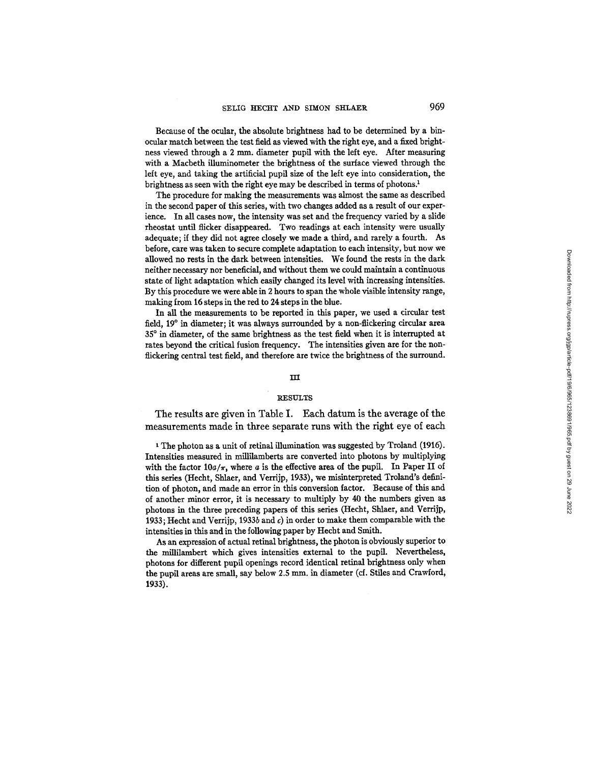Because of the ocular, the absolute brightness had to be determined by a binocular match between the test field as viewed with the right eye, and a fixed brightness viewed through a 2 mm. diameter pupil with the left eye. After measuring with a Macbeth illuminometer the brightness of the surface viewed through the left eye, and taking the artificial pupil size of the left eye into consideration, the brightness as seen with the right eye may be described in terms of photons.[1]

The procedure for making the measurements was almost the same as described in the second paper of this series, with two changes added as a result of our experience. In all cases now, the intensity was set and the frequency varied by a slide rheostat until flicker disappeared. Two readings at each intensity were usually adequate; if they did not agree closely we made a third, and rarely a fourth. As before, care was taken to secure complete adaptation to each intensity, but now we allowed no rests in the dark between intensities. We found the rests in the dark neither necessary nor beneficial, and without them we could maintain a continuous state of light adaptation which easily changed its level with increasing intensities. By this procedure we were able in 2 hours to span the whole visible intensity range, making from 16 steps in the red to 24 steps in the blue.

In all the measurements to be reported in this paper, we used a circular test field, 19° in diameter; it was always surrounded by a non-flickering circular area 35° in diameter, of the same brightness as the test field when it is interrupted at rates beyond the critical fusion frequency. The intensities given are for the non-flickering central test field, and therefore are twice the brightness of the surround.

## III

### RESULTS

The results are given in Table I. Each datum is the average of the measurements made in three separate runs with the right eye of each

[1] The photon as a unit of retinal illumination was suggested by Troland (1916). Intensities measured in millilamberts are converted into photons by multiplying with the factor $10a/\pi$, where $a$ is the effective area of the pupil. In Paper II of this series (Hecht, Shlaer, and Verrijp, 1933), we misinterpreted Troland's definition of photon, and made an error in this conversion factor. Because of this and of another minor error, it is necessary to multiply by 40 the numbers given as photons in the three preceding papers of this series (Hecht, Shlaer, and Verrijp, 1933; Hecht and Verrijp, 1933*b* and *c*) in order to make them comparable with the intensities in this and in the following paper by Hecht and Smith.

As an expression of actual retinal brightness, the photon is obviously superior to the millilambert which gives intensities external to the pupil. Nevertheless, photons for different pupil openings record identical retinal brightness only when the pupil areas are small, say below 2.5 mm. in diameter (cf. Stiles and Crawford, 1933).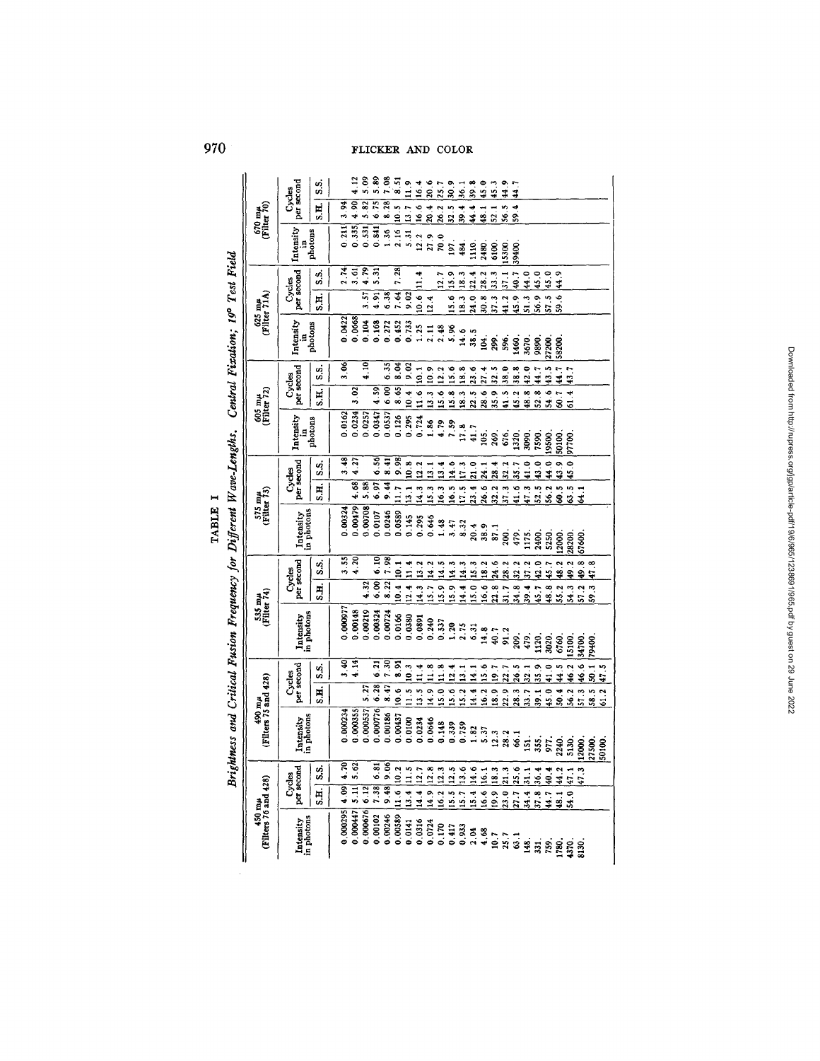# TABLE I

*Brightness and Critical Fusion Frequency for Different Wave-Lengths. Central Fixation; 19° Test Field*

| 450 mμ (Filters 76 and 428) | | | 490 mμ (Filters 75 and 428) | | | 535 mμ (Filter 74) | | | 575 mμ (Filter 73) | | | 605 mμ (Filter 72) | | | 625 mμ (Filter 71A) | | | 670 mμ (Filter 70) | | |
|---|---|---|---|---|---|---|---|---|---|---|---|---|---|---|---|---|---|---|---|---|
| Intensity in photons | Cycles per second | | Intensity in photons | Cycles per second | | Intensity in photons | Cycles per second | | Intensity in photons | Cycles per second | | Intensity in photons | Cycles per second | | Intensity in photons | Cycles per second | | Intensity in photons | Cycles per second | |
| | S.H. | S.S. | | S.H. | S.S. | | S.H. | S.S. | | S.H. | S.S. | | S.H. | S.S. | | S.H. | S.S. | | S.H. | S.S. |
| 0.000295 | 4.09 | 4.70 | 0.000234 | | 3.40 | 0.000977 | | 3.55 | 0.00324 | | 3.48 | 0.0162 | | 3.06 | 0.0422 | | 2.74 | 0.211 | 3.94 | |
| 0.000447 | 5.11 | 5.62 | 0.000355 | | 4.14 | 0.00148 | | 4.20 | 0.00479 | 4.68 | 4.27 | 0.0234 | 3.02 | | 0.0668 | | 3.61 | 0.335 | 4.90 | 4.12 |
| 0.000676 | 6.12 | | 0.000537 | 5.27 | | 0.00219 | 4.32 | | 0.00708 | 5.88 | | 0.0257 | | 4.10 | 0.104 | 3.57 | 4.79 | 0.531 | 5.82 | 5.09 |
| 0.00102 | 7.38 | 6.81 | 0.000776 | 6.28 | 6.21 | 0.00324 | 6.00 | 6.10 | 0.0107 | 6.97 | 6.56 | 0.0347 | 4.59 | | 0.168 | 4.91 | 5.31 | 0.841 | 6.75 | 5.89 |
| 0.00246 | 9.48 | 9.06 | 0.00186 | 8.47 | 7.30 | 0.00724 | 8.22 | 7.98 | 0.0246 | 9.44 | 8.41 | 0.0537 | 6.00 | 6.35 | 0.272 | 6.38 | | 1.36 | 8.28 | 7.08 |
| 0.00589 | 11.6 | 10.2 | 0.00437 | 10.6 | 8.91 | 0.0166 | 10.4 | 10.1 | 0.0589 | 11.7 | 9.98 | 0.126 | 8.65 | 8.04 | 0.452 | 7.64 | 7.28 | 2.16 | 10.5 | 8.51 |
| 0.0141 | 13.4 | 11.5 | 0.0100 | 11.5 | 10.3 | 0.0380 | 12.4 | 11.4 | 0.145 | 13.1 | 10.8 | 0.295 | 10.4 | 9.02 | 0.733 | 9.02 | | 5.31 | 13.7 | 11.9 |
| 0.0316 | 14.4 | 12.7 | 0.0234 | 13.5 | 11.4 | 0.0891 | 14.3 | 13.2 | 0.295 | 14.3 | 12.2 | 0.724 | 11.6 | 10.1 | 1.25 | 10.6 | 11.4 | 12.2 | 16.6 | 16.4 |
| 0.0724 | 14.9 | 12.8 | 0.0646 | 14.9 | 11.8 | 0.240 | 15.7 | 14.2 | 0.646 | 15.3 | 13.1 | 1.86 | 13.3 | 10.9 | 2.11 | 12.4 | | 27.9 | 20.4 | 20.6 |
| 0.170 | 16.2 | 12.3 | 0.148 | 15.0 | 11.8 | 0.537 | 15.9 | 14.5 | 1.48 | 16.3 | 13.4 | 4.79 | 15.6 | 12.2 | 2.48 | | 12.7 | 70.0 | 26.2 | 25.7 |
| 0.417 | 15.5 | 12.5 | 0.339 | 15.6 | 12.4 | 1.20 | 15.9 | 14.3 | 3.47 | 16.5 | 14.6 | 7.59 | 15.8 | 15.6 | 5.96 | 15.6 | 15.9 | 197. | 32.5 | 30.9 |
| 0.933 | 15.7 | 13.6 | 0.759 | 15.2 | 13.1 | 2.75 | 14.4 | 14.3 | 8.32 | 17.5 | 17.3 | 17.8 | 18.3 | 18.8 | 14.6 | 18.3 | 18.3 | 484. | 39.4 | 36.1 |
| 2.04 | 15.4 | 14.6 | 1.82 | 14.4 | 14.1 | 6.31 | 15.0 | 15.3 | 20.4 | 23.4 | 21.0 | 41.7 | 22.5 | 23.6 | 38.5 | 24.0 | 22.4 | 1110. | 44.4 | 39.8 |
| 4.68 | 16.6 | 16.1 | 5.37 | 16.2 | 15.6 | 14.8 | 16.6 | 18.2 | 38.9 | 26.6 | 24.1 | 105. | 28.6 | 27.4 | 104. | 30.8 | 28.2 | 2480. | 48.1 | 45.0 |
| 10.7 | 19.9 | 18.3 | 12.3 | 18.9 | 19.7 | 40.7 | 22.8 | 24.6 | 87.1 | 32.2 | 28.4 | 269. | 35.9 | 32.5 | 299. | 37.3 | 33.3 | 6100. | 52.1 | 45.3 |
| 25.7 | 23.0 | 21.3 | 28.2 | 22.9 | 22.7 | 91.2 | 31.7 | 28.2 | 200. | 37.3 | 32.2 | 676. | 41.5 | 38.0 | 596. | 41.2 | 37.1 | 15300. | 56.5 | 44.9 |
| 63.1 | 27.7 | 25.6 | 66.1 | 28.3 | 26.5 | 209. | 34.8 | 32.2 | 479. | 41.6 | 35.7 | 1320. | 45.2 | 38.8 | 1460. | 45.9 | 40.7 | 39400. | 59.4 | 44.7 |
| 148. | 34.4 | 31.1 | 151. | 33.7 | 32.1 | 479. | 39.4 | 37.2 | 1175. | 47.3 | 41.0 | 3090. | 48.8 | 42.0 | 3670. | 51.3 | 44.0 | | | |
| 331. | 37.8 | 36.4 | 355. | 39.1 | 35.9 | 1120. | 45.7 | 42.0 | 2400. | 52.5 | 43.0 | 7590. | 52.8 | 44.7 | 9890. | 56.9 | 45.0 | | | |
| 759. | 44.7 | 40.4 | 977. | 45.0 | 41.0 | 3020. | 48.8 | 45.7 | 5250. | 56.2 | 44.0 | 19500. | 54.6 | 43.5 | 27200. | 57.5 | 45.0 | | | |
| 1780. | 48.1 | 44.2 | 2240. | 50.4 | 44.5 | 6760. | 55.2 | 48.2 | 12000. | 60.5 | 43.9 | 50100. | 60.7 | 44.7 | 58200. | 59.6 | 44.9 | | | |
| 4370. | 54.0 | 47.1 | 5130. | 56.2 | 46.2 | 15100. | 54.3 | 49.2 | 28200. | 63.5 | 45.0 | 97700. | 61.4 | 43.7 | | | | | | |
| 8130. | | 47.3 | 12000. | 57.3 | 46.6 | 34700. | 57.2 | 49.8 | 67600. | 64.1 | | | | | | | | | | |
| | | | 27500. | 58.5 | 50.1 | 79400. | 59.3 | 47.8 | | | | | | | | | | | | |
| | | | 50100. | 61.2 | 47.5 | | | | | | | | | | | | | | | |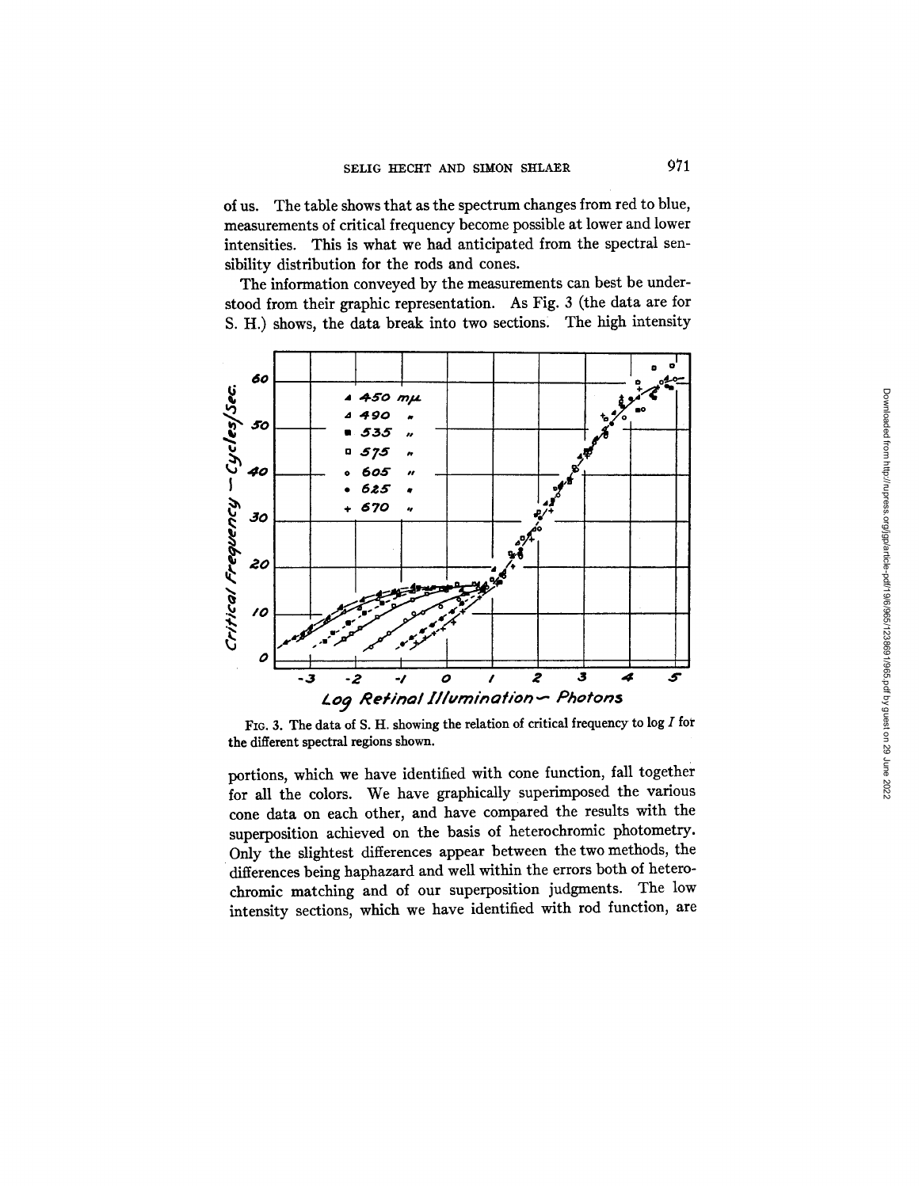of us. The table shows that as the spectrum changes from red to blue, measurements of critical frequency become possible at lower and lower intensities. This is what we had anticipated from the spectral sensibility distribution for the rods and cones.

The information conveyed by the measurements can best be understood from their graphic representation. As Fig. 3 (the data are for S. H.) shows, the data break into two sections. The high intensity

Critical Frequency – Cycles/Sec.

60
50
40
30
20
10
0

-3 -2 -1 0 1 2 3 4 5

Log Retinal Illumination – Photons

450 mμ
490 "
535 "
575 "
605 "
625 "
670 "

FIG. 3. The data of S. H. showing the relation of critical frequency to log $I$ for the different spectral regions shown.

portions, which we have identified with cone function, fall together for all the colors. We have graphically superimposed the various cone data on each other, and have compared the results with the superposition achieved on the basis of heterochromic photometry. Only the slightest differences appear between the two methods, the differences being haphazard and well within the errors both of heterochromic matching and of our superposition judgments. The low intensity sections, which we have identified with rod function, are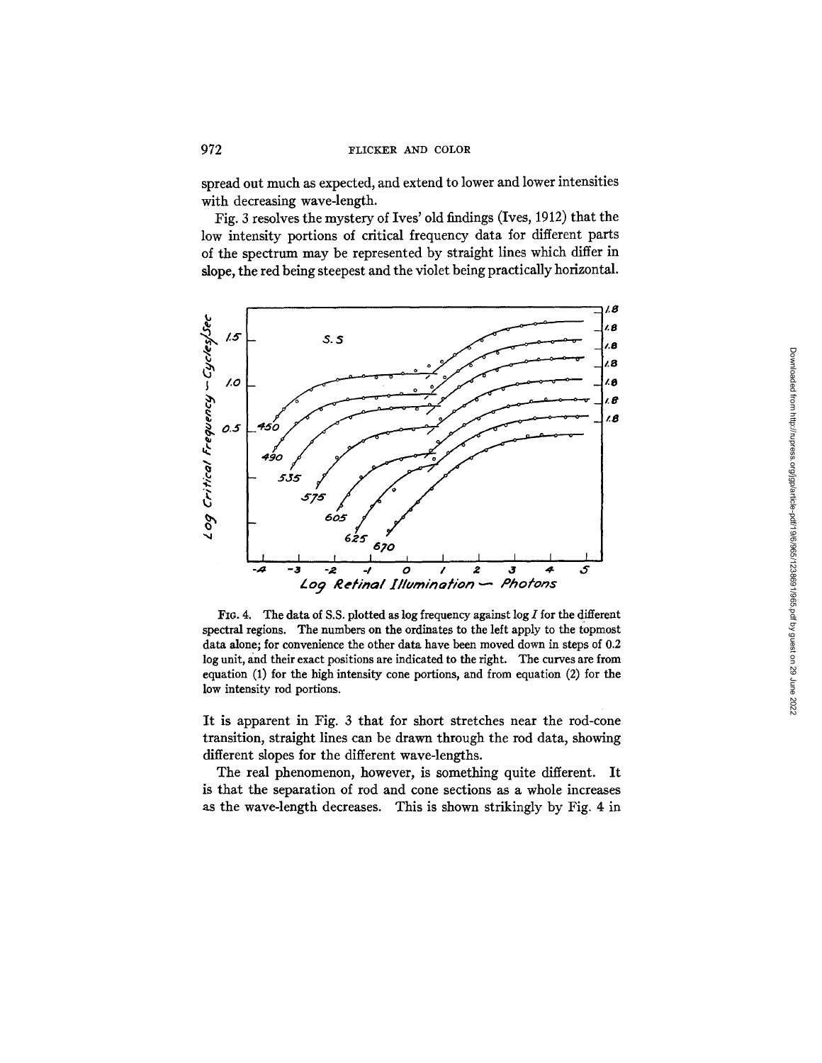spread out much as expected, and extend to lower and lower intensities with decreasing wave-length.

Fig. 3 resolves the mystery of Ives' old findings (Ives, 1912) that the low intensity portions of critical frequency data for different parts of the spectrum may be represented by straight lines which differ in slope, the red being steepest and the violet being practically horizontal.

S.S

Log Critical Frequency — Cycles/Sec

1.5

1.0

0.5

450

490

535

575

605

625

670

1.8

1.8

1.8

1.8

1.8

1.8

1.8

-4 -3 -2 -1 0 1 2 3 4 5

Log Retinal Illumination — Photons

FIG. 4. The data of S.S. plotted as log frequency against log $I$ for the different spectral regions. The numbers on the ordinates to the left apply to the topmost data alone; for convenience the other data have been moved down in steps of 0.2 log unit, and their exact positions are indicated to the right. The curves are from equation (1) for the high intensity cone portions, and from equation (2) for the low intensity rod portions.

It is apparent in Fig. 3 that for short stretches near the rod-cone transition, straight lines can be drawn through the rod data, showing different slopes for the different wave-lengths.

The real phenomenon, however, is something quite different. It is that the separation of rod and cone sections as a whole increases as the wave-length decreases. This is shown strikingly by Fig. 4 in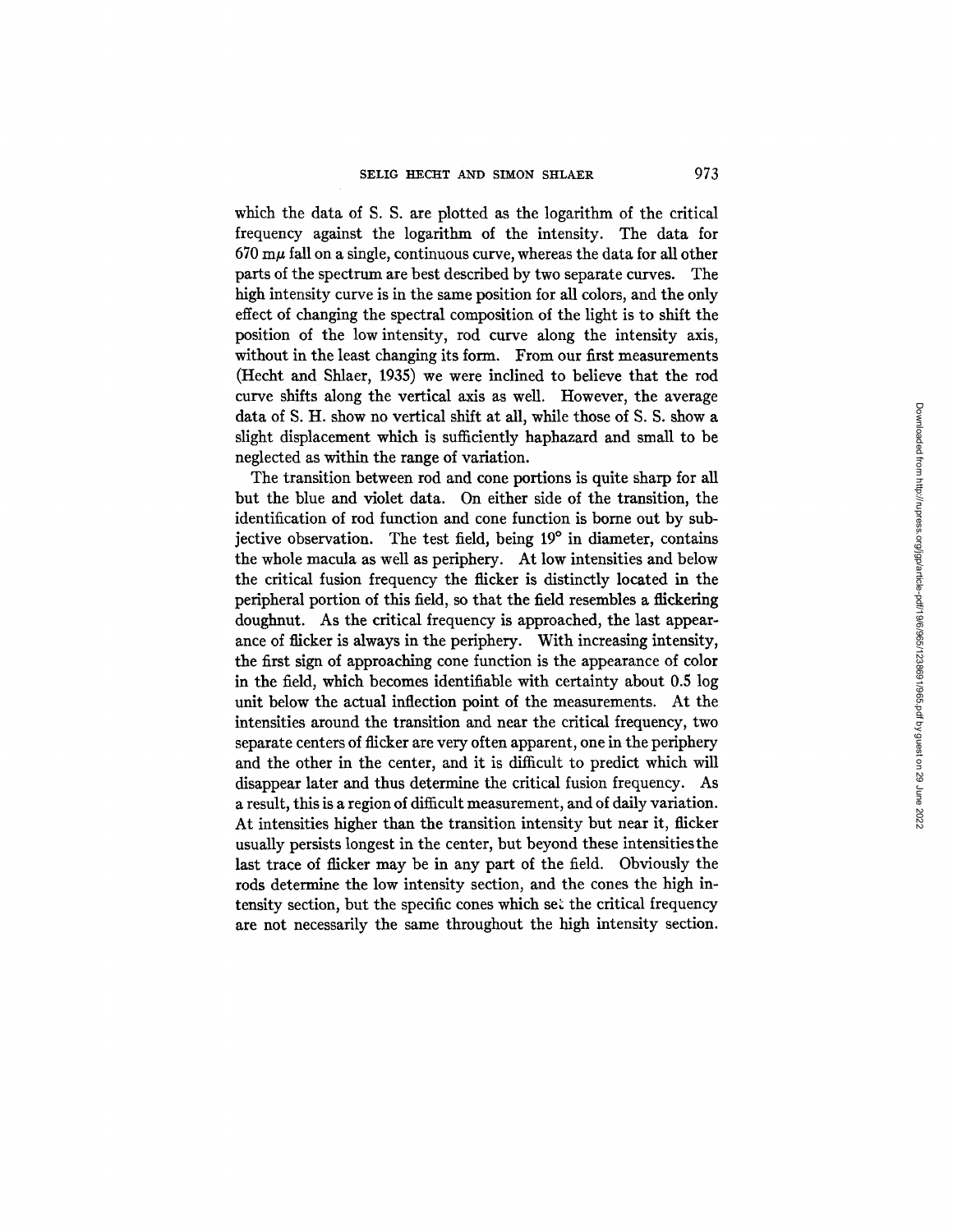which the data of S. S. are plotted as the logarithm of the critical frequency against the logarithm of the intensity. The data for 670 m$\mu$ fall on a single, continuous curve, whereas the data for all other parts of the spectrum are best described by two separate curves. The high intensity curve is in the same position for all colors, and the only effect of changing the spectral composition of the light is to shift the position of the low intensity, rod curve along the intensity axis, without in the least changing its form. From our first measurements (Hecht and Shlaer, 1935) we were inclined to believe that the rod curve shifts along the vertical axis as well. However, the average data of S. H. show no vertical shift at all, while those of S. S. show a slight displacement which is sufficiently haphazard and small to be neglected as within the range of variation.

The transition between rod and cone portions is quite sharp for all but the blue and violet data. On either side of the transition, the identification of rod function and cone function is borne out by subjective observation. The test field, being 19° in diameter, contains the whole macula as well as periphery. At low intensities and below the critical fusion frequency the flicker is distinctly located in the peripheral portion of this field, so that the field resembles a flickering doughnut. As the critical frequency is approached, the last appearance of flicker is always in the periphery. With increasing intensity, the first sign of approaching cone function is the appearance of color in the field, which becomes identifiable with certainty about 0.5 log unit below the actual inflection point of the measurements. At the intensities around the transition and near the critical frequency, two separate centers of flicker are very often apparent, one in the periphery and the other in the center, and it is difficult to predict which will disappear later and thus determine the critical fusion frequency. As a result, this is a region of difficult measurement, and of daily variation. At intensities higher than the transition intensity but near it, flicker usually persists longest in the center, but beyond these intensities the last trace of flicker may be in any part of the field. Obviously the rods determine the low intensity section, and the cones the high intensity section, but the specific cones which set the critical frequency are not necessarily the same throughout the high intensity section.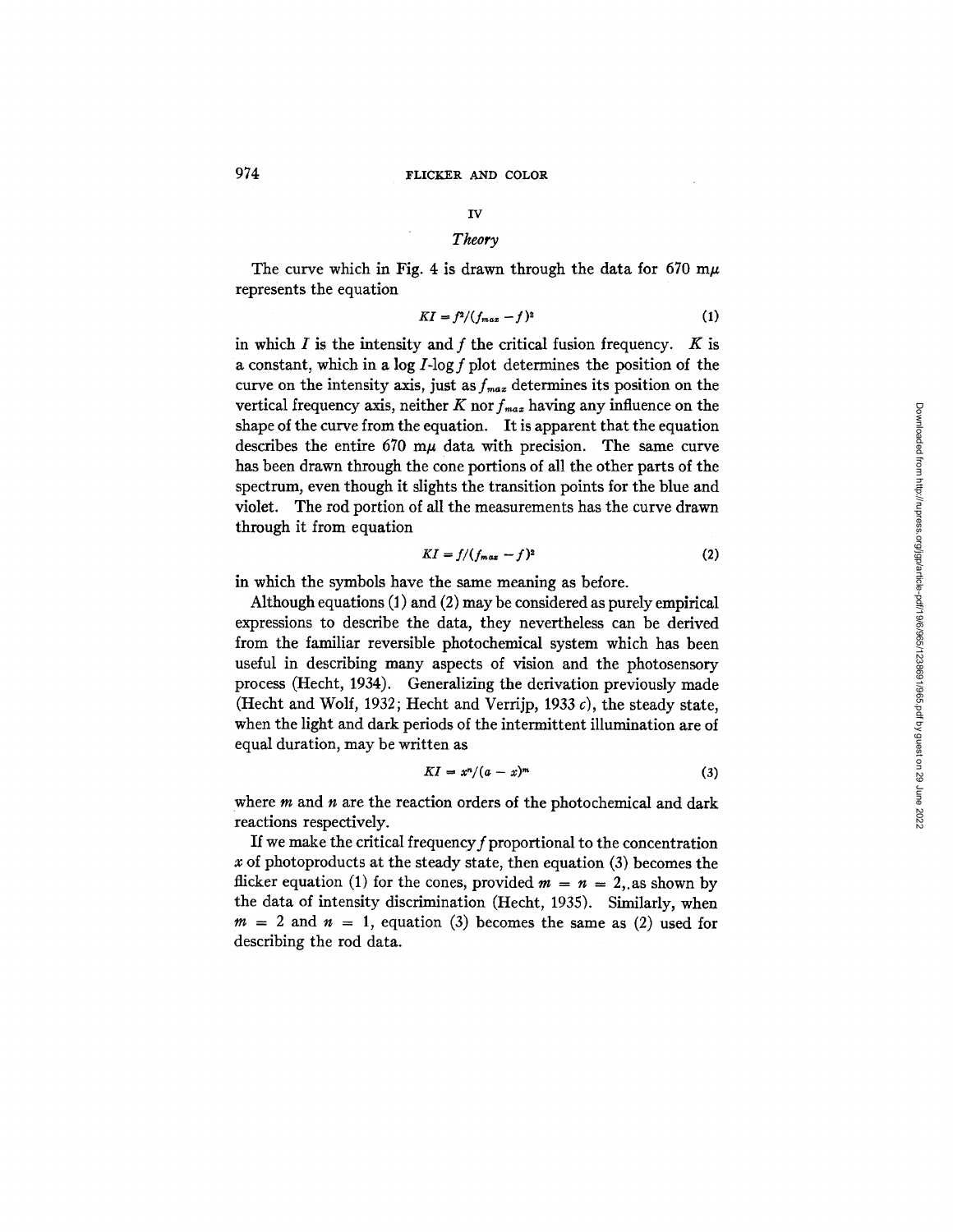## IV

### *Theory*

The curve which in Fig. 4 is drawn through the data for 670 m$\mu$ represents the equation

$$KI = f^2/(f_{max} - f)^2 \quad (1)$$

in which $I$ is the intensity and $f$ the critical fusion frequency. $K$ is a constant, which in a log $I$-log $f$ plot determines the position of the curve on the intensity axis, just as $f_{max}$ determines its position on the vertical frequency axis, neither $K$ nor $f_{max}$ having any influence on the shape of the curve from the equation. It is apparent that the equation describes the entire 670 m$\mu$ data with precision. The same curve has been drawn through the cone portions of all the other parts of the spectrum, even though it slights the transition points for the blue and violet. The rod portion of all the measurements has the curve drawn through it from equation

$$KI = f/(f_{max} - f)^2 \quad (2)$$

in which the symbols have the same meaning as before.

Although equations (1) and (2) may be considered as purely empirical expressions to describe the data, they nevertheless can be derived from the familiar reversible photochemical system which has been useful in describing many aspects of vision and the photosensory process (Hecht, 1934). Generalizing the derivation previously made (Hecht and Wolf, 1932; Hecht and Verrijp, 1933 *c*), the steady state, when the light and dark periods of the intermittent illumination are of equal duration, may be written as

$$KI = x^n/(a - x)^m \quad (3)$$

where $m$ and $n$ are the reaction orders of the photochemical and dark reactions respectively.

If we make the critical frequency $f$ proportional to the concentration $x$ of photoproducts at the steady state, then equation (3) becomes the flicker equation (1) for the cones, provided $m = n = 2$, as shown by the data of intensity discrimination (Hecht, 1935). Similarly, when $m = 2$ and $n = 1$, equation (3) becomes the same as (2) used for describing the rod data.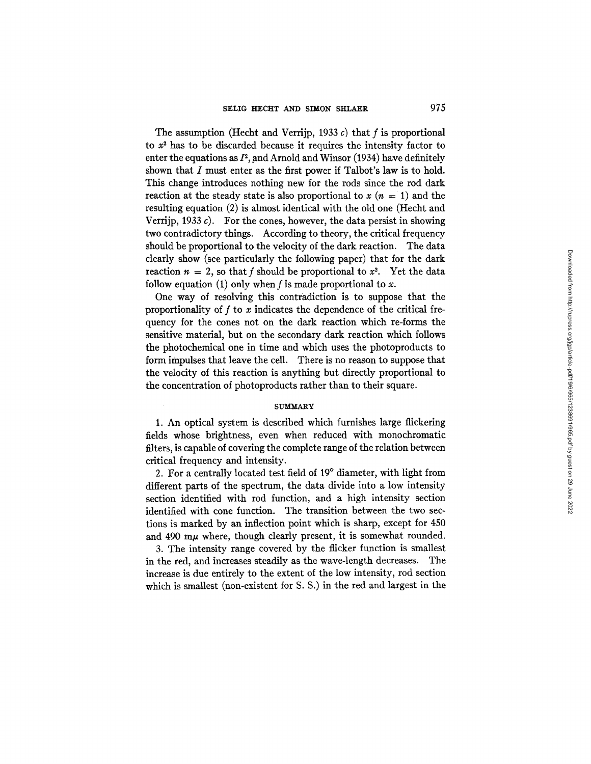The assumption (Hecht and Verrijp, 1933 *c*) that $f$ is proportional to $x^2$ has to be discarded because it requires the intensity factor to enter the equations as $I^2$, and Arnold and Winsor (1934) have definitely shown that $I$ must enter as the first power if Talbot's law is to hold. This change introduces nothing new for the rods since the rod dark reaction at the steady state is also proportional to $x$ ($n = 1$) and the resulting equation (2) is almost identical with the old one (Hecht and Verrijp, 1933 *c*). For the cones, however, the data persist in showing two contradictory things. According to theory, the critical frequency should be proportional to the velocity of the dark reaction. The data clearly show (see particularly the following paper) that for the dark reaction $n = 2$, so that $f$ should be proportional to $x^2$. Yet the data follow equation (1) only when $f$ is made proportional to $x$.

One way of resolving this contradiction is to suppose that the proportionality of $f$ to $x$ indicates the dependence of the critical frequency for the cones not on the dark reaction which re-forms the sensitive material, but on the secondary dark reaction which follows the photochemical one in time and which uses the photoproducts to form impulses that leave the cell. There is no reason to suppose that the velocity of this reaction is anything but directly proportional to the concentration of photoproducts rather than to their square.

## SUMMARY

1. An optical system is described which furnishes large flickering fields whose brightness, even when reduced with monochromatic filters, is capable of covering the complete range of the relation between critical frequency and intensity.

2. For a centrally located test field of 19° diameter, with light from different parts of the spectrum, the data divide into a low intensity section identified with rod function, and a high intensity section identified with cone function. The transition between the two sections is marked by an inflection point which is sharp, except for 450 and 490 m$\mu$ where, though clearly present, it is somewhat rounded.

3. The intensity range covered by the flicker function is smallest in the red, and increases steadily as the wave-length decreases. The increase is due entirely to the extent of the low intensity, rod section which is smallest (non-existent for S. S.) in the red and largest in the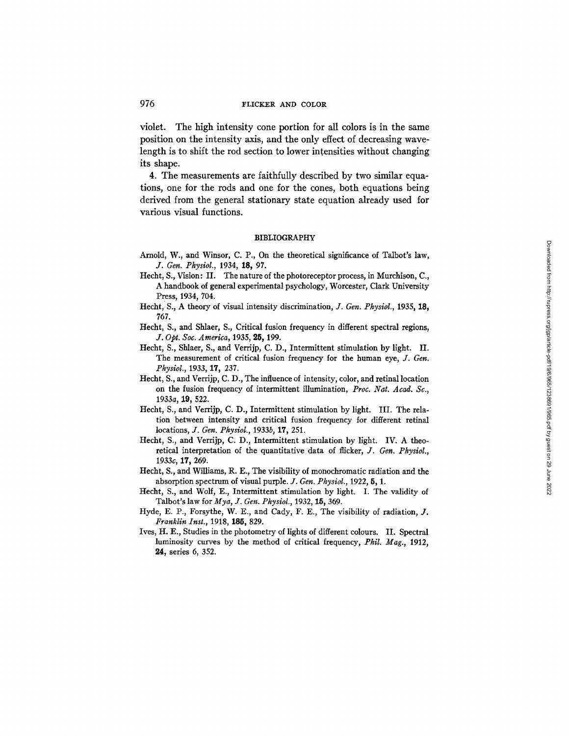violet. The high intensity cone portion for all colors is in the same position on the intensity axis, and the only effect of decreasing wavelength is to shift the rod section to lower intensities without changing its shape.

4. The measurements are faithfully described by two similar equations, one for the rods and one for the cones, both equations being derived from the general stationary state equation already used for various visual functions.

## BIBLIOGRAPHY

Arnold, W., and Winsor, C. P., On the theoretical significance of Talbot's law, *J. Gen. Physiol.*, 1934, **18,** 97.

Hecht, S., Vision: II. The nature of the photoreceptor process, in Murchison, C., A handbook of general experimental psychology, Worcester, Clark University Press, 1934, 704.

Hecht, S., A theory of visual intensity discrimination, *J. Gen. Physiol.*, 1935, **18,** 767.

Hecht, S., and Shlaer, S., Critical fusion frequency in different spectral regions, *J. Opt. Soc. America*, 1935, **25,** 199.

Hecht, S., Shlaer, S., and Verrijp, C. D., Intermittent stimulation by light. II. The measurement of critical fusion frequency for the human eye, *J. Gen. Physiol.*, 1933, **17,** 237.

Hecht, S., and Verrijp, C. D., The influence of intensity, color, and retinal location on the fusion frequency of intermittent illumination, *Proc. Nat. Acad. Sc.*, 1933*a*, **19,** 522.

Hecht, S., and Verrijp, C. D., Intermittent stimulation by light. III. The relation between intensity and critical fusion frequency for different retinal locations, *J. Gen. Physiol.*, 1933*b*, **17,** 251.

Hecht, S., and Verrijp, C. D., Intermittent stimulation by light. IV. A theoretical interpretation of the quantitative data of flicker, *J. Gen. Physiol.*, 1933*c*, **17,** 269.

Hecht, S., and Williams, R. E., The visibility of monochromatic radiation and the absorption spectrum of visual purple. *J. Gen. Physiol.*, 1922, **5,** 1.

Hecht, S., and Wolf, E., Intermittent stimulation by light. I. The validity of Talbot's law for *Mya*, *J. Gen. Physiol.*, 1932, **15,** 369.

Hyde, E. P., Forsythe, W. E., and Cady, F. E., The visibility of radiation, *J. Franklin Inst.*, 1918, **185,** 829.

Ives, H. E., Studies in the photometry of lights of different colours. II. Spectral luminosity curves by the method of critical frequency, *Phil. Mag.*, 1912, **24,** series 6, 352.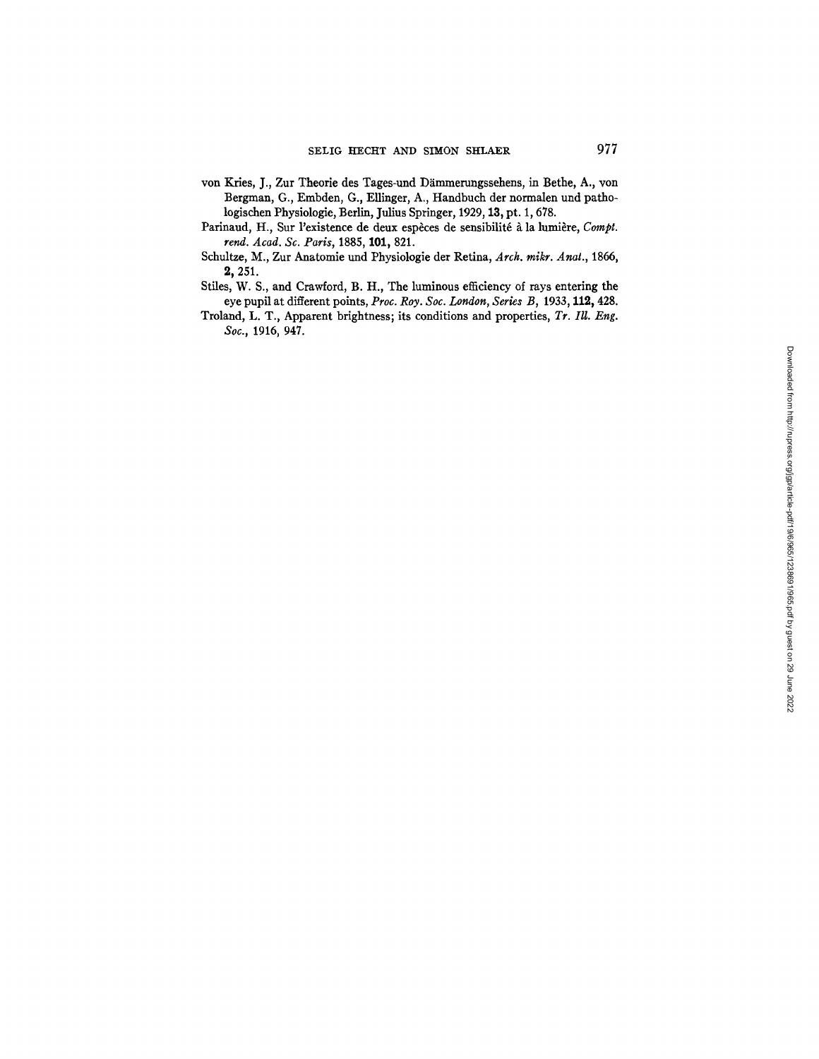von Kries, J., Zur Theorie des Tages-und Dämmerungssehens, in Bethe, A., von Bergman, G., Embden, G., Ellinger, A., Handbuch der normalen und pathologischen Physiologie, Berlin, Julius Springer, 1929, **13**, pt. 1, 678.

Parinaud, H., Sur l'existence de deux espèces de sensibilité à la lumière, *Compt. rend. Acad. Sc. Paris*, 1885, **101**, 821.

Schultze, M., Zur Anatomie und Physiologie der Retina, *Arch. mikr. Anat.*, 1866, **2**, 251.

Stiles, W. S., and Crawford, B. H., The luminous efficiency of rays entering the eye pupil at different points, *Proc. Roy. Soc. London, Series B*, 1933, **112**, 428.

Troland, L. T., Apparent brightness; its conditions and properties, *Tr. Ill. Eng. Soc.*, 1916, 947.